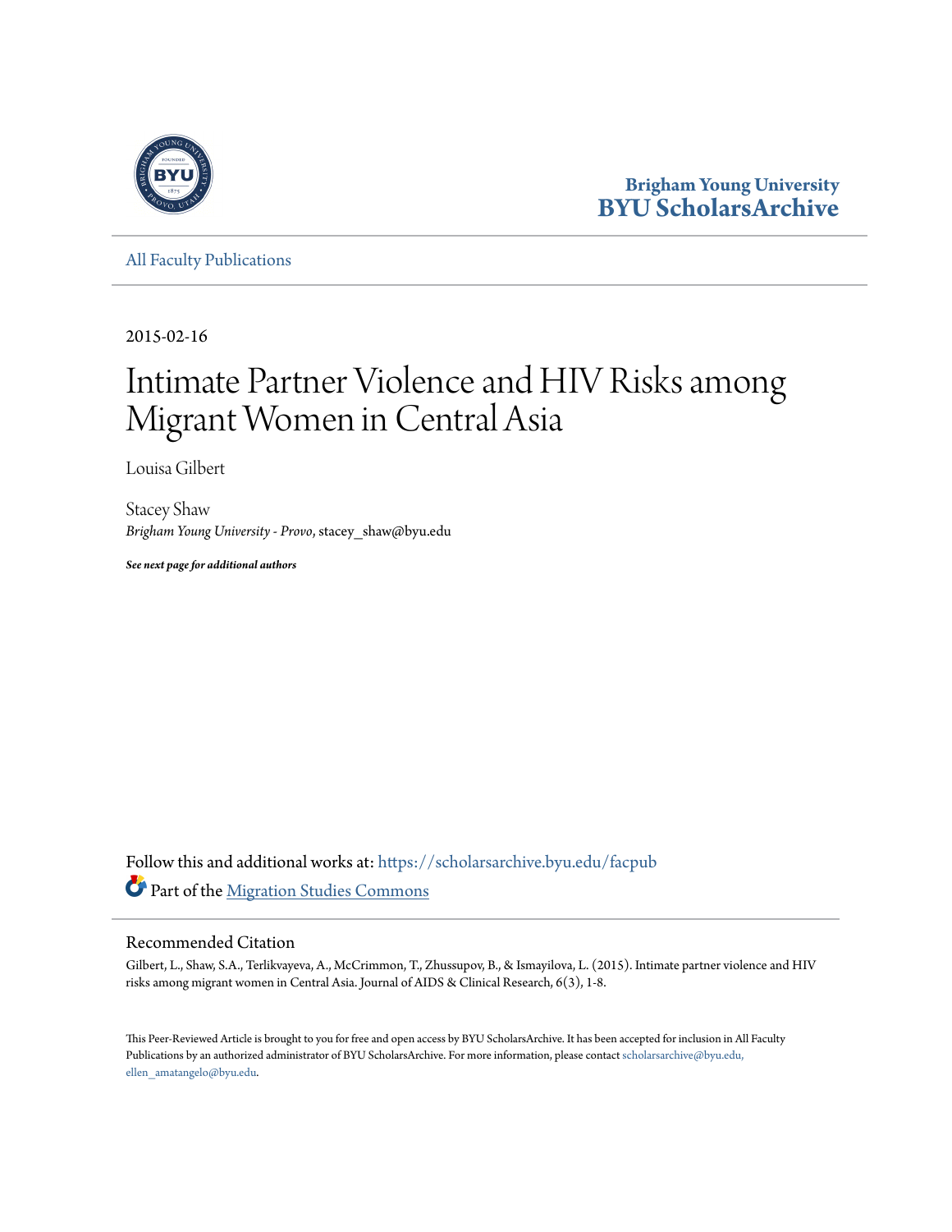Brigham Young University
**BYU ScholarsArchive**

All Faculty Publications

2015-02-16

# Intimate Partner Violence and HIV Risks among Migrant Women in Central Asia

Louisa Gilbert

Stacey Shaw
*Brigham Young University - Provo*, stacey_shaw@byu.edu

***See next page for additional authors***

Follow this and additional works at: https://scholarsarchive.byu.edu/facpub

Part of the Migration Studies Commons

## Recommended Citation

Gilbert, L., Shaw, S.A., Terlikvayeva, A., McCrimmon, T., Zhussupov, B., & Ismayilova, L. (2015). Intimate partner violence and HIV risks among migrant women in Central Asia. Journal of AIDS & Clinical Research, 6(3), 1-8.

This Peer-Reviewed Article is brought to you for free and open access by BYU ScholarsArchive. It has been accepted for inclusion in All Faculty Publications by an authorized administrator of BYU ScholarsArchive. For more information, please contact scholarsarchive@byu.edu, ellen_amatangelo@byu.edu.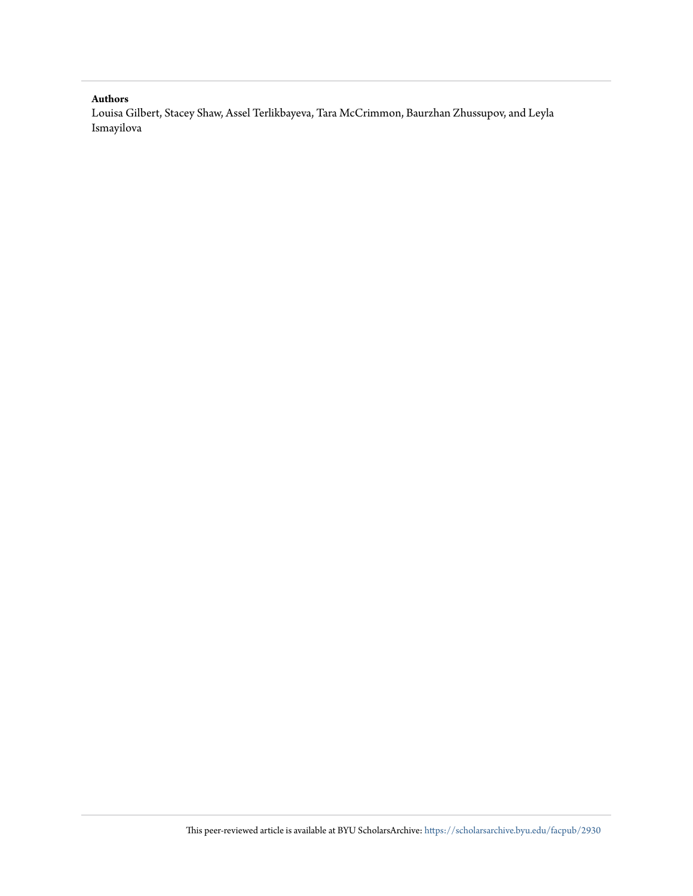**Authors**

Louisa Gilbert, Stacey Shaw, Assel Terlikbayeva, Tara McCrimmon, Baurzhan Zhussupov, and Leyla Ismayilova

This peer-reviewed article is available at BYU ScholarsArchive: https://scholarsarchive.byu.edu/facpub/2930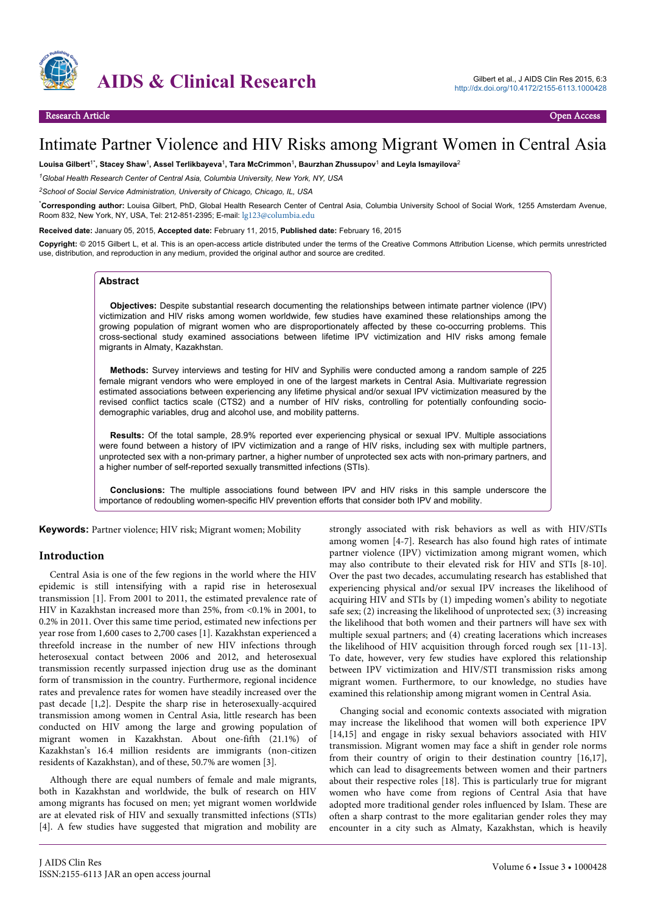# Intimate Partner Violence and HIV Risks among Migrant Women in Central Asia

**Louisa Gilbert[1*], Stacey Shaw[1], Assel Terlikbayeva[1], Tara McCrimmon[1], Baurzhan Zhussupov[1] and Leyla Ismayilova[2]**

[1]*Global Health Research Center of Central Asia, Columbia University, New York, NY, USA*

[2]*School of Social Service Administration, University of Chicago, Chicago, IL, USA*

[*]**Corresponding author:** Louisa Gilbert, PhD, Global Health Research Center of Central Asia, Columbia University School of Social Work, 1255 Amsterdam Avenue, Room 832, New York, NY, USA, Tel: 212-851-2395; E-mail: lg123@columbia.edu

**Received date:** January 05, 2015, **Accepted date:** February 11, 2015, **Published date:** February 16, 2015

**Copyright:** © 2015 Gilbert L, et al. This is an open-access article distributed under the terms of the Creative Commons Attribution License, which permits unrestricted use, distribution, and reproduction in any medium, provided the original author and source are credited.

## Abstract

**Objectives:** Despite substantial research documenting the relationships between intimate partner violence (IPV) victimization and HIV risks among women worldwide, few studies have examined these relationships among the growing population of migrant women who are disproportionately affected by these co-occurring problems. This cross-sectional study examined associations between lifetime IPV victimization and HIV risks among female migrants in Almaty, Kazakhstan.

**Methods:** Survey interviews and testing for HIV and Syphilis were conducted among a random sample of 225 female migrant vendors who were employed in one of the largest markets in Central Asia. Multivariate regression estimated associations between experiencing any lifetime physical and/or sexual IPV victimization measured by the revised conflict tactics scale (CTS2) and a number of HIV risks, controlling for potentially confounding socio-demographic variables, drug and alcohol use, and mobility patterns.

**Results:** Of the total sample, 28.9% reported ever experiencing physical or sexual IPV. Multiple associations were found between a history of IPV victimization and a range of HIV risks, including sex with multiple partners, unprotected sex with a non-primary partner, a higher number of unprotected sex acts with non-primary partners, and a higher number of self-reported sexually transmitted infections (STIs).

**Conclusions:** The multiple associations found between IPV and HIV risks in this sample underscore the importance of redoubling women-specific HIV prevention efforts that consider both IPV and mobility.

**Keywords:** Partner violence; HIV risk; Migrant women; Mobility

## Introduction

Central Asia is one of the few regions in the world where the HIV epidemic is still intensifying with a rapid rise in heterosexual transmission [1]. From 2001 to 2011, the estimated prevalence rate of HIV in Kazakhstan increased more than 25%, from <0.1% in 2001, to 0.2% in 2011. Over this same time period, estimated new infections per year rose from 1,600 cases to 2,700 cases [1]. Kazakhstan experienced a threefold increase in the number of new HIV infections through heterosexual contact between 2006 and 2012, and heterosexual transmission recently surpassed injection drug use as the dominant form of transmission in the country. Furthermore, regional incidence rates and prevalence rates for women have steadily increased over the past decade [1,2]. Despite the sharp rise in heterosexually-acquired transmission among women in Central Asia, little research has been conducted on HIV among the large and growing population of migrant women in Kazakhstan. About one-fifth (21.1%) of Kazakhstan's 16.4 million residents are immigrants (non-citizen residents of Kazakhstan), and of these, 50.7% are women [3].

Although there are equal numbers of female and male migrants, both in Kazakhstan and worldwide, the bulk of research on HIV among migrants has focused on men; yet migrant women worldwide are at elevated risk of HIV and sexually transmitted infections (STIs) [4]. A few studies have suggested that migration and mobility are strongly associated with risk behaviors as well as with HIV/STIs among women [4-7]. Research has also found high rates of intimate partner violence (IPV) victimization among migrant women, which may also contribute to their elevated risk for HIV and STIs [8-10]. Over the past two decades, accumulating research has established that experiencing physical and/or sexual IPV increases the likelihood of acquiring HIV and STIs by (1) impeding women's ability to negotiate safe sex; (2) increasing the likelihood of unprotected sex; (3) increasing the likelihood that both women and their partners will have sex with multiple sexual partners; and (4) creating lacerations which increases the likelihood of HIV acquisition through forced rough sex [11-13]. To date, however, very few studies have explored this relationship between IPV victimization and HIV/STI transmission risks among migrant women. Furthermore, to our knowledge, no studies have examined this relationship among migrant women in Central Asia.

Changing social and economic contexts associated with migration may increase the likelihood that women will both experience IPV [14,15] and engage in risky sexual behaviors associated with HIV transmission. Migrant women may face a shift in gender role norms from their country of origin to their destination country [16,17], which can lead to disagreements between women and their partners about their respective roles [18]. This is particularly true for migrant women who have come from regions of Central Asia that have adopted more traditional gender roles influenced by Islam. These are often a sharp contrast to the more egalitarian gender roles they may encounter in a city such as Almaty, Kazakhstan, which is heavily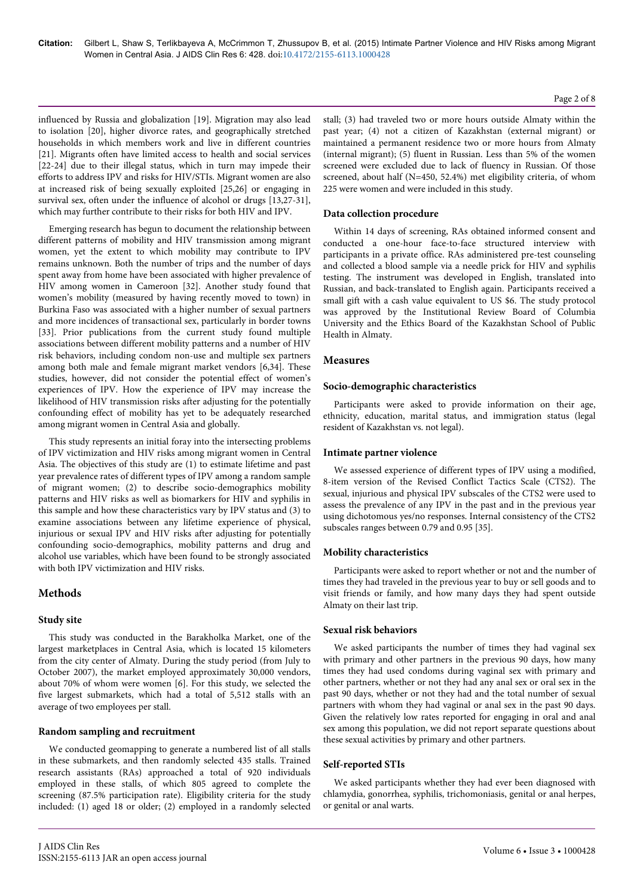influenced by Russia and globalization [19]. Migration may also lead to isolation [20], higher divorce rates, and geographically stretched households in which members work and live in different countries [21]. Migrants often have limited access to health and social services [22-24] due to their illegal status, which in turn may impede their efforts to address IPV and risks for HIV/STIs. Migrant women are also at increased risk of being sexually exploited [25,26] or engaging in survival sex, often under the influence of alcohol or drugs [13,27-31], which may further contribute to their risks for both HIV and IPV.

Emerging research has begun to document the relationship between different patterns of mobility and HIV transmission among migrant women, yet the extent to which mobility may contribute to IPV remains unknown. Both the number of trips and the number of days spent away from home have been associated with higher prevalence of HIV among women in Cameroon [32]. Another study found that women's mobility (measured by having recently moved to town) in Burkina Faso was associated with a higher number of sexual partners and more incidences of transactional sex, particularly in border towns [33]. Prior publications from the current study found multiple associations between different mobility patterns and a number of HIV risk behaviors, including condom non-use and multiple sex partners among both male and female migrant market vendors [6,34]. These studies, however, did not consider the potential effect of women's experiences of IPV. How the experience of IPV may increase the likelihood of HIV transmission risks after adjusting for the potentially confounding effect of mobility has yet to be adequately researched among migrant women in Central Asia and globally.

This study represents an initial foray into the intersecting problems of IPV victimization and HIV risks among migrant women in Central Asia. The objectives of this study are (1) to estimate lifetime and past year prevalence rates of different types of IPV among a random sample of migrant women; (2) to describe socio-demographics mobility patterns and HIV risks as well as biomarkers for HIV and syphilis in this sample and how these characteristics vary by IPV status and (3) to examine associations between any lifetime experience of physical, injurious or sexual IPV and HIV risks after adjusting for potentially confounding socio-demographics, mobility patterns and drug and alcohol use variables, which have been found to be strongly associated with both IPV victimization and HIV risks.

## Methods

### Study site

This study was conducted in the Barakholka Market, one of the largest marketplaces in Central Asia, which is located 15 kilometers from the city center of Almaty. During the study period (from July to October 2007), the market employed approximately 30,000 vendors, about 70% of whom were women [6]. For this study, we selected the five largest submarkets, which had a total of 5,512 stalls with an average of two employees per stall.

### Random sampling and recruitment

We conducted geomapping to generate a numbered list of all stalls in these submarkets, and then randomly selected 435 stalls. Trained research assistants (RAs) approached a total of 920 individuals employed in these stalls, of which 805 agreed to complete the screening (87.5% participation rate). Eligibility criteria for the study included: (1) aged 18 or older; (2) employed in a randomly selected stall; (3) had traveled two or more hours outside Almaty within the past year; (4) not a citizen of Kazakhstan (external migrant) or maintained a permanent residence two or more hours from Almaty (internal migrant); (5) fluent in Russian. Less than 5% of the women screened were excluded due to lack of fluency in Russian. Of those screened, about half (N=450, 52.4%) met eligibility criteria, of whom 225 were women and were included in this study.

### Data collection procedure

Within 14 days of screening, RAs obtained informed consent and conducted a one-hour face-to-face structured interview with participants in a private office. RAs administered pre-test counseling and collected a blood sample via a needle prick for HIV and syphilis testing. The instrument was developed in English, translated into Russian, and back-translated to English again. Participants received a small gift with a cash value equivalent to US $6. The study protocol was approved by the Institutional Review Board of Columbia University and the Ethics Board of the Kazakhstan School of Public Health in Almaty.

## Measures

### Socio-demographic characteristics

Participants were asked to provide information on their age, ethnicity, education, marital status, and immigration status (legal resident of Kazakhstan vs. not legal).

### Intimate partner violence

We assessed experience of different types of IPV using a modified, 8-item version of the Revised Conflict Tactics Scale (CTS2). The sexual, injurious and physical IPV subscales of the CTS2 were used to assess the prevalence of any IPV in the past and in the previous year using dichotomous yes/no responses. Internal consistency of the CTS2 subscales ranges between 0.79 and 0.95 [35].

### Mobility characteristics

Participants were asked to report whether or not and the number of times they had traveled in the previous year to buy or sell goods and to visit friends or family, and how many days they had spent outside Almaty on their last trip.

### Sexual risk behaviors

We asked participants the number of times they had vaginal sex with primary and other partners in the previous 90 days, how many times they had used condoms during vaginal sex with primary and other partners, whether or not they had any anal sex or oral sex in the past 90 days, whether or not they had and the total number of sexual partners with whom they had vaginal or anal sex in the past 90 days. Given the relatively low rates reported for engaging in oral and anal sex among this population, we did not report separate questions about these sexual activities by primary and other partners.

### Self-reported STIs

We asked participants whether they had ever been diagnosed with chlamydia, gonorrhea, syphilis, trichomoniasis, genital or anal herpes, or genital or anal warts.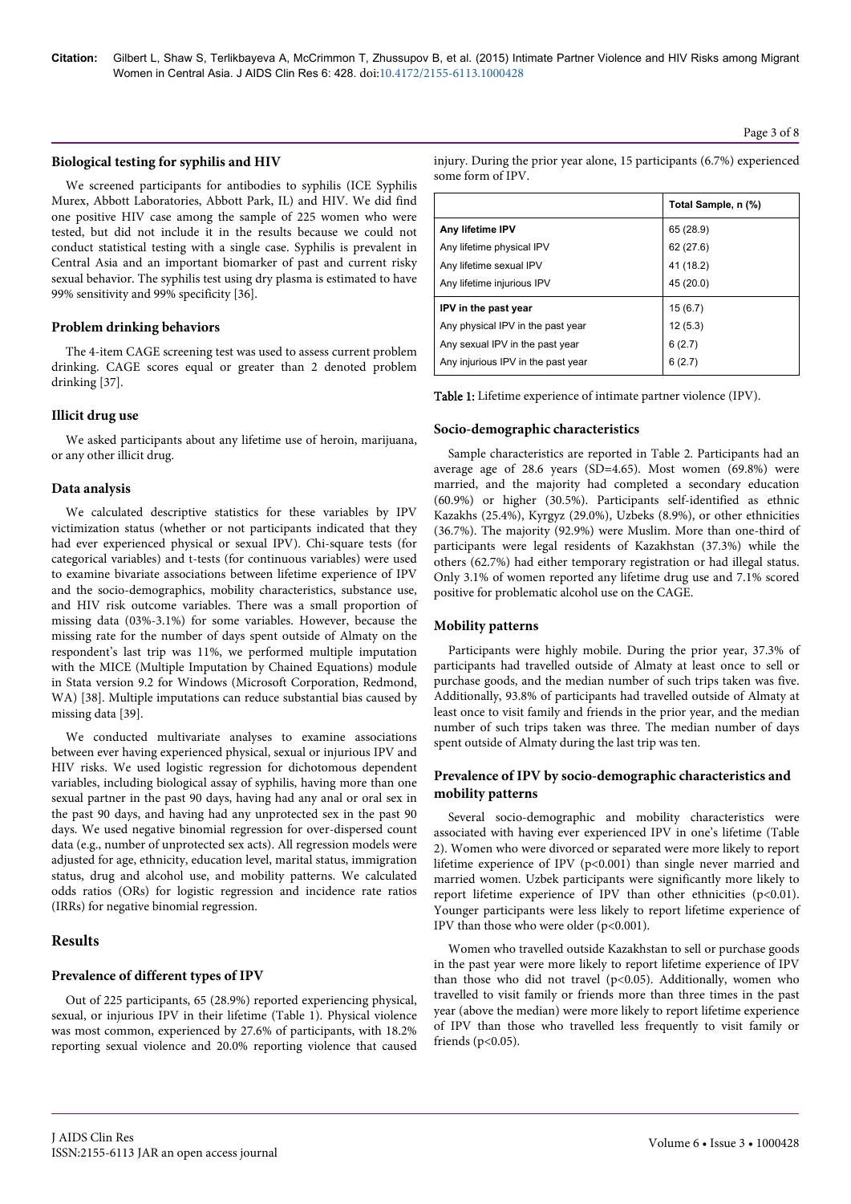### Biological testing for syphilis and HIV

We screened participants for antibodies to syphilis (ICE Syphilis Murex, Abbott Laboratories, Abbott Park, IL) and HIV. We did find one positive HIV case among the sample of 225 women who were tested, but did not include it in the results because we could not conduct statistical testing with a single case. Syphilis is prevalent in Central Asia and an important biomarker of past and current risky sexual behavior. The syphilis test using dry plasma is estimated to have 99% sensitivity and 99% specificity [36].

### Problem drinking behaviors

The 4-item CAGE screening test was used to assess current problem drinking. CAGE scores equal or greater than 2 denoted problem drinking [37].

### Illicit drug use

We asked participants about any lifetime use of heroin, marijuana, or any other illicit drug.

### Data analysis

We calculated descriptive statistics for these variables by IPV victimization status (whether or not participants indicated that they had ever experienced physical or sexual IPV). Chi-square tests (for categorical variables) and t-tests (for continuous variables) were used to examine bivariate associations between lifetime experience of IPV and the socio-demographics, mobility characteristics, substance use, and HIV risk outcome variables. There was a small proportion of missing data (03%-3.1%) for some variables. However, because the missing rate for the number of days spent outside of Almaty on the respondent's last trip was 11%, we performed multiple imputation with the MICE (Multiple Imputation by Chained Equations) module in Stata version 9.2 for Windows (Microsoft Corporation, Redmond, WA) [38]. Multiple imputations can reduce substantial bias caused by missing data [39].

We conducted multivariate analyses to examine associations between ever having experienced physical, sexual or injurious IPV and HIV risks. We used logistic regression for dichotomous dependent variables, including biological assay of syphilis, having more than one sexual partner in the past 90 days, having had any anal or oral sex in the past 90 days, and having had any unprotected sex in the past 90 days. We used negative binomial regression for over-dispersed count data (e.g., number of unprotected sex acts). All regression models were adjusted for age, ethnicity, education level, marital status, immigration status, drug and alcohol use, and mobility patterns. We calculated odds ratios (ORs) for logistic regression and incidence rate ratios (IRRs) for negative binomial regression.

## Results

### Prevalence of different types of IPV

Out of 225 participants, 65 (28.9%) reported experiencing physical, sexual, or injurious IPV in their lifetime (Table 1). Physical violence was most common, experienced by 27.6% of participants, with 18.2% reporting sexual violence and 20.0% reporting violence that caused injury. During the prior year alone, 15 participants (6.7%) experienced some form of IPV.

| | Total Sample, n (%) |
|---|---|
| **Any lifetime IPV** | 65 (28.9) |
| Any lifetime physical IPV | 62 (27.6) |
| Any lifetime sexual IPV | 41 (18.2) |
| Any lifetime injurious IPV | 45 (20.0) |
| **IPV in the past year** | 15 (6.7) |
| Any physical IPV in the past year | 12 (5.3) |
| Any sexual IPV in the past year | 6 (2.7) |
| Any injurious IPV in the past year | 6 (2.7) |

**Table 1:** Lifetime experience of intimate partner violence (IPV).

### Socio-demographic characteristics

Sample characteristics are reported in Table 2. Participants had an average age of 28.6 years (SD=4.65). Most women (69.8%) were married, and the majority had completed a secondary education (60.9%) or higher (30.5%). Participants self-identified as ethnic Kazakhs (25.4%), Kyrgyz (29.0%), Uzbeks (8.9%), or other ethnicities (36.7%). The majority (92.9%) were Muslim. More than one-third of participants were legal residents of Kazakhstan (37.3%) while the others (62.7%) had either temporary registration or had illegal status. Only 3.1% of women reported any lifetime drug use and 7.1% scored positive for problematic alcohol use on the CAGE.

### Mobility patterns

Participants were highly mobile. During the prior year, 37.3% of participants had travelled outside of Almaty at least once to sell or purchase goods, and the median number of such trips taken was five. Additionally, 93.8% of participants had travelled outside of Almaty at least once to visit family and friends in the prior year, and the median number of such trips taken was three. The median number of days spent outside of Almaty during the last trip was ten.

### Prevalence of IPV by socio-demographic characteristics and mobility patterns

Several socio-demographic and mobility characteristics were associated with having ever experienced IPV in one's lifetime (Table 2). Women who were divorced or separated were more likely to report lifetime experience of IPV ($p<0.001$) than single never married and married women. Uzbek participants were significantly more likely to report lifetime experience of IPV than other ethnicities ($p<0.01$). Younger participants were less likely to report lifetime experience of IPV than those who were older ($p<0.001$).

Women who travelled outside Kazakhstan to sell or purchase goods in the past year were more likely to report lifetime experience of IPV than those who did not travel ($p<0.05$). Additionally, women who travelled to visit family or friends more than three times in the past year (above the median) were more likely to report lifetime experience of IPV than those who travelled less frequently to visit family or friends ($p<0.05$).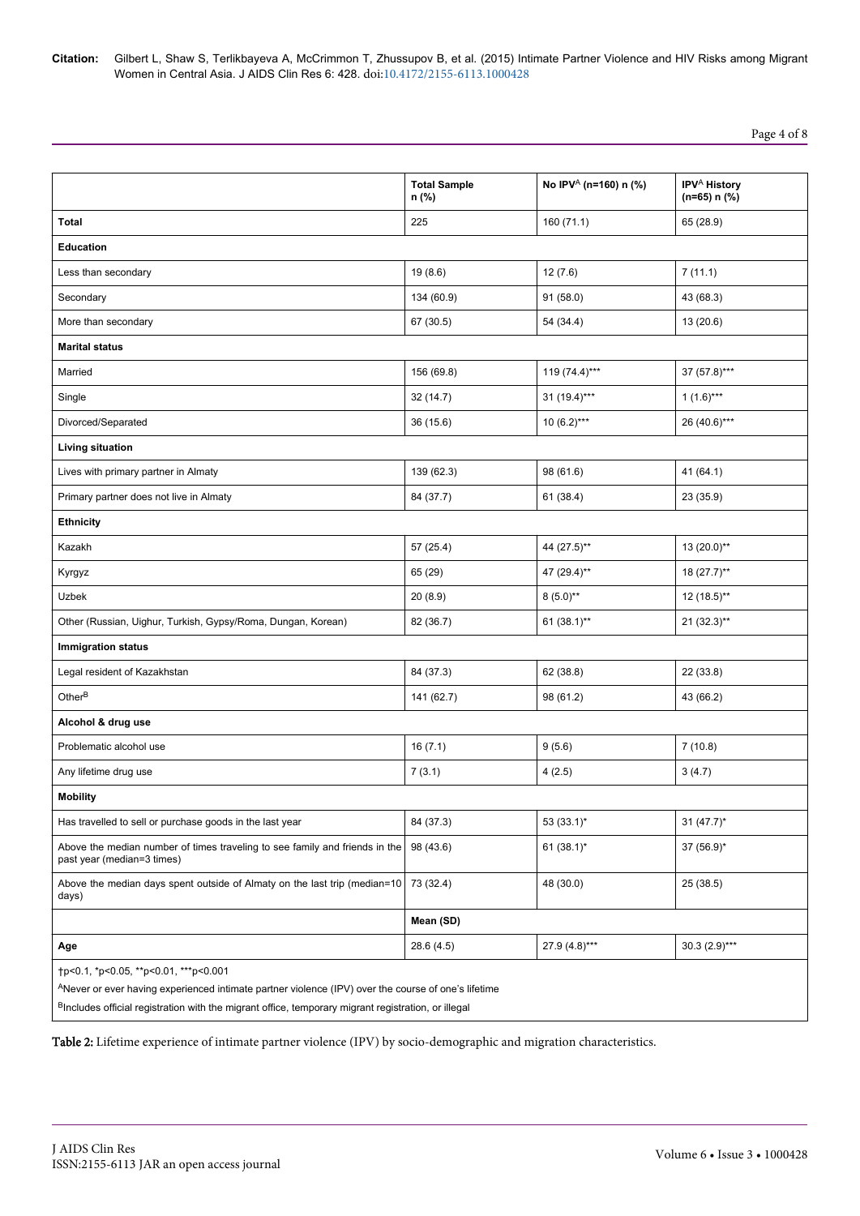| | Total Sample n (%) | No IPV[A] (n=160) n (%) | IPV[A] History (n=65) n (%) |
|---|---|---|---|
| **Total** | 225 | 160 (71.1) | 65 (28.9) |
| **Education** | | | |
| Less than secondary | 19 (8.6) | 12 (7.6) | 7 (11.1) |
| Secondary | 134 (60.9) | 91 (58.0) | 43 (68.3) |
| More than secondary | 67 (30.5) | 54 (34.4) | 13 (20.6) |
| **Marital status** | | | |
| Married | 156 (69.8) | 119 (74.4)*** | 37 (57.8)*** |
| Single | 32 (14.7) | 31 (19.4)*** | 1 (1.6)*** |
| Divorced/Separated | 36 (15.6) | 10 (6.2)*** | 26 (40.6)*** |
| **Living situation** | | | |
| Lives with primary partner in Almaty | 139 (62.3) | 98 (61.6) | 41 (64.1) |
| Primary partner does not live in Almaty | 84 (37.7) | 61 (38.4) | 23 (35.9) |
| **Ethnicity** | | | |
| Kazakh | 57 (25.4) | 44 (27.5)** | 13 (20.0)** |
| Kyrgyz | 65 (29) | 47 (29.4)** | 18 (27.7)** |
| Uzbek | 20 (8.9) | 8 (5.0)** | 12 (18.5)** |
| Other (Russian, Uighur, Turkish, Gypsy/Roma, Dungan, Korean) | 82 (36.7) | 61 (38.1)** | 21 (32.3)** |
| **Immigration status** | | | |
| Legal resident of Kazakhstan | 84 (37.3) | 62 (38.8) | 22 (33.8) |
| Other[B] | 141 (62.7) | 98 (61.2) | 43 (66.2) |
| **Alcohol & drug use** | | | |
| Problematic alcohol use | 16 (7.1) | 9 (5.6) | 7 (10.8) |
| Any lifetime drug use | 7 (3.1) | 4 (2.5) | 3 (4.7) |
| **Mobility** | | | |
| Has travelled to sell or purchase goods in the last year | 84 (37.3) | 53 (33.1)* | 31 (47.7)* |
| Above the median number of times traveling to see family and friends in the past year (median=3 times) | 98 (43.6) | 61 (38.1)* | 37 (56.9)* |
| Above the median days spent outside of Almaty on the last trip (median=10 days) | 73 (32.4) | 48 (30.0) | 25 (38.5) |
| | **Mean (SD)** | | |
| **Age** | 28.6 (4.5) | 27.9 (4.8)*** | 30.3 (2.9)*** |

†p<0.1, *p<0.05, **p<0.01, ***p<0.001

[A]Never or ever having experienced intimate partner violence (IPV) over the course of one's lifetime

[B]Includes official registration with the migrant office, temporary migrant registration, or illegal

**Table 2:** Lifetime experience of intimate partner violence (IPV) by socio-demographic and migration characteristics.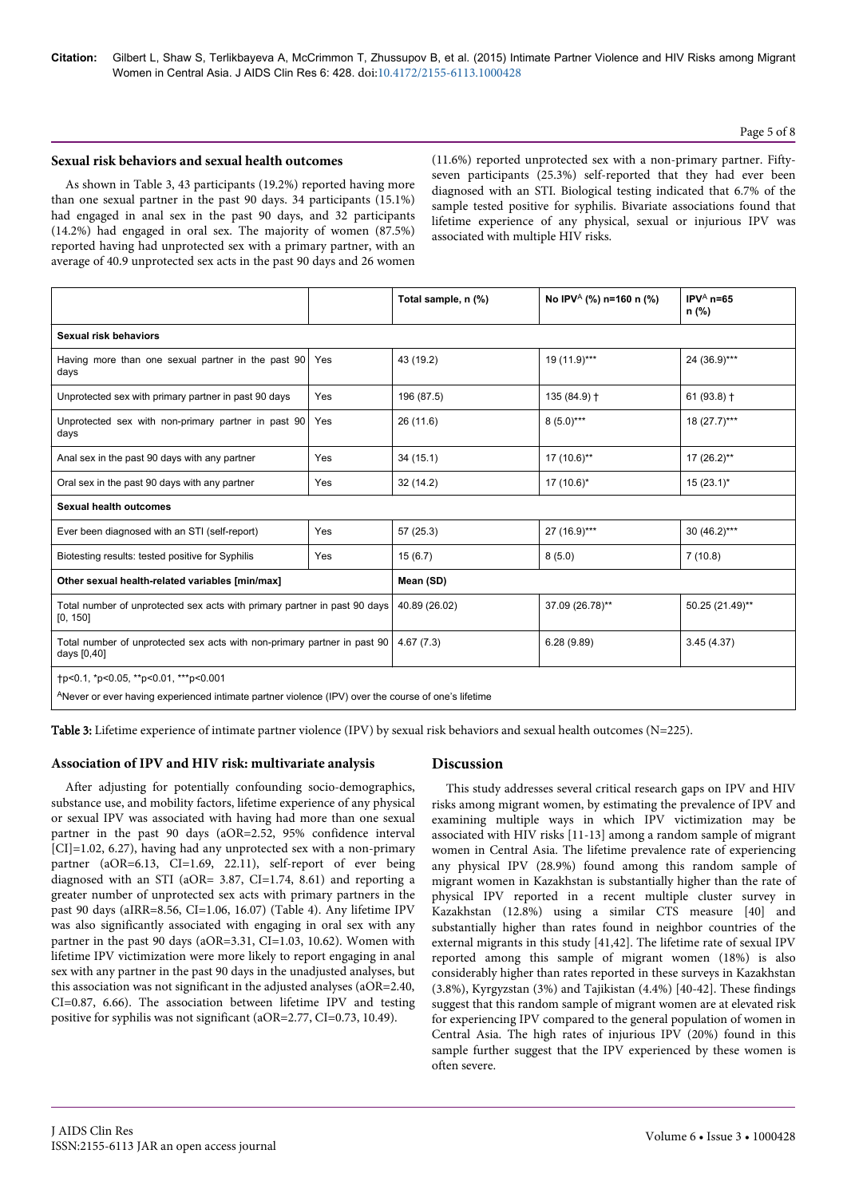### Sexual risk behaviors and sexual health outcomes

As shown in Table 3, 43 participants (19.2%) reported having more than one sexual partner in the past 90 days. 34 participants (15.1%) had engaged in anal sex in the past 90 days, and 32 participants (14.2%) had engaged in oral sex. The majority of women (87.5%) reported having had unprotected sex with a primary partner, with an average of 40.9 unprotected sex acts in the past 90 days and 26 women (11.6%) reported unprotected sex with a non-primary partner. Fifty-seven participants (25.3%) self-reported that they had ever been diagnosed with an STI. Biological testing indicated that 6.7% of the sample tested positive for syphilis. Bivariate associations found that lifetime experience of any physical, sexual or injurious IPV was associated with multiple HIV risks.

| | | Total sample, n (%) | No IPV[A] (%) n=160 n (%) | IPV[A] n=65 n (%) |
|---|---|---|---|---|
| **Sexual risk behaviors** | | | | |
| Having more than one sexual partner in the past 90 days | Yes | 43 (19.2) | 19 (11.9)*** | 24 (36.9)*** |
| Unprotected sex with primary partner in past 90 days | Yes | 196 (87.5) | 135 (84.9) † | 61 (93.8) † |
| Unprotected sex with non-primary partner in past 90 days | Yes | 26 (11.6) | 8 (5.0)*** | 18 (27.7)*** |
| Anal sex in the past 90 days with any partner | Yes | 34 (15.1) | 17 (10.6)** | 17 (26.2)** |
| Oral sex in the past 90 days with any partner | Yes | 32 (14.2) | 17 (10.6)* | 15 (23.1)* |
| **Sexual health outcomes** | | | | |
| Ever been diagnosed with an STI (self-report) | Yes | 57 (25.3) | 27 (16.9)*** | 30 (46.2)*** |
| Biotesting results: tested positive for Syphilis | Yes | 15 (6.7) | 8 (5.0) | 7 (10.8) |
| **Other sexual health-related variables [min/max]** | | **Mean (SD)** | | |
| Total number of unprotected sex acts with primary partner in past 90 days [0, 150] | | 40.89 (26.02) | 37.09 (26.78)** | 50.25 (21.49)** |
| Total number of unprotected sex acts with non-primary partner in past 90 days [0,40] | | 4.67 (7.3) | 6.28 (9.89) | 3.45 (4.37) |

†p<0.1, *p<0.05, **p<0.01, ***p<0.001

[A]Never or ever having experienced intimate partner violence (IPV) over the course of one's lifetime

**Table 3:** Lifetime experience of intimate partner violence (IPV) by sexual risk behaviors and sexual health outcomes (N=225).

### Association of IPV and HIV risk: multivariate analysis

After adjusting for potentially confounding socio-demographics, substance use, and mobility factors, lifetime experience of any physical or sexual IPV was associated with having had more than one sexual partner in the past 90 days (aOR=2.52, 95% confidence interval [CI]=1.02, 6.27), having had any unprotected sex with a non-primary partner (aOR=6.13, CI=1.69, 22.11), self-report of ever being diagnosed with an STI (aOR= 3.87, CI=1.74, 8.61) and reporting a greater number of unprotected sex acts with primary partners in the past 90 days (aIRR=8.56, CI=1.06, 16.07) (Table 4). Any lifetime IPV was also significantly associated with engaging in oral sex with any partner in the past 90 days (aOR=3.31, CI=1.03, 10.62). Women with lifetime IPV victimization were more likely to report engaging in anal sex with any partner in the past 90 days in the unadjusted analyses, but this association was not significant in the adjusted analyses (aOR=2.40, CI=0.87, 6.66). The association between lifetime IPV and testing positive for syphilis was not significant (aOR=2.77, CI=0.73, 10.49).

## Discussion

This study addresses several critical research gaps on IPV and HIV risks among migrant women, by estimating the prevalence of IPV and examining multiple ways in which IPV victimization may be associated with HIV risks [11-13] among a random sample of migrant women in Central Asia. The lifetime prevalence rate of experiencing any physical IPV (28.9%) found among this random sample of migrant women in Kazakhstan is substantially higher than the rate of physical IPV reported in a recent multiple cluster survey in Kazakhstan (12.8%) using a similar CTS measure [40] and substantially higher than rates found in neighbor countries of the external migrants in this study [41,42]. The lifetime rate of sexual IPV reported among this sample of migrant women (18%) is also considerably higher than rates reported in these surveys in Kazakhstan (3.8%), Kyrgyzstan (3%) and Tajikistan (4.4%) [40-42]. These findings suggest that this random sample of migrant women are at elevated risk for experiencing IPV compared to the general population of women in Central Asia. The high rates of injurious IPV (20%) found in this sample further suggest that the IPV experienced by these women is often severe.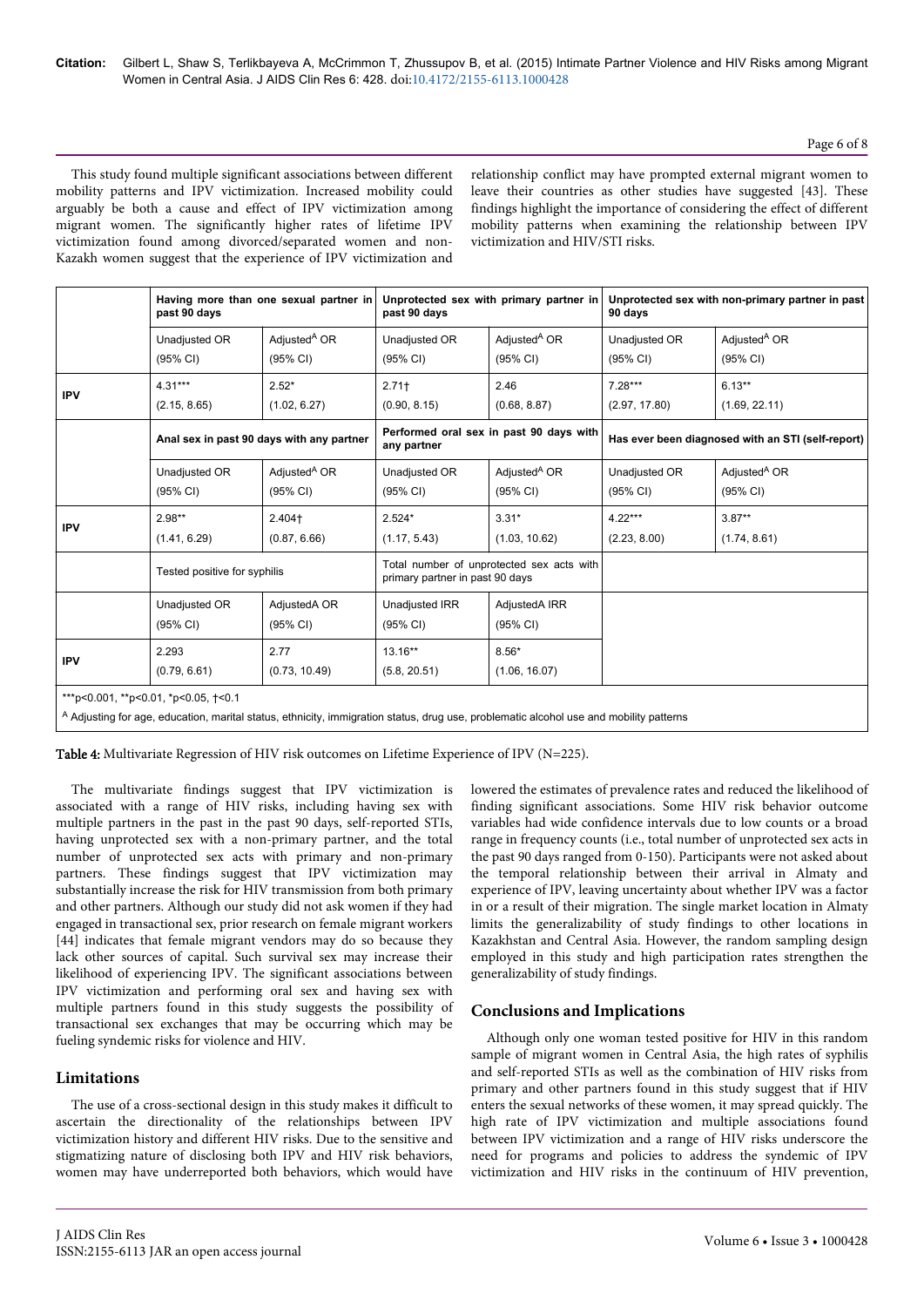This study found multiple significant associations between different mobility patterns and IPV victimization. Increased mobility could arguably be both a cause and effect of IPV victimization among migrant women. The significantly higher rates of lifetime IPV victimization found among divorced/separated women and non-Kazakh women suggest that the experience of IPV victimization and relationship conflict may have prompted external migrant women to leave their countries as other studies have suggested [43]. These findings highlight the importance of considering the effect of different mobility patterns when examining the relationship between IPV victimization and HIV/STI risks.

| | Having more than one sexual partner in past 90 days | | Unprotected sex with primary partner in past 90 days | | Unprotected sex with non-primary partner in past 90 days | |
|---|---|---|---|---|---|---|
| | Unadjusted OR (95% CI) | Adjusted[A] OR (95% CI) | Unadjusted OR (95% CI) | Adjusted[A] OR (95% CI) | Unadjusted OR (95% CI) | Adjusted[A] OR (95% CI) |
| IPV | 4.31*** (2.15, 8.65) | 2.52* (1.02, 6.27) | 2.71† (0.90, 8.15) | 2.46 (0.68, 8.87) | 7.28*** (2.97, 17.80) | 6.13** (1.69, 22.11) |
| | Anal sex in past 90 days with any partner | | Performed oral sex in past 90 days with any partner | | Has ever been diagnosed with an STI (self-report) | |
| | Unadjusted OR (95% CI) | Adjusted[A] OR (95% CI) | Unadjusted OR (95% CI) | Adjusted[A] OR (95% CI) | Unadjusted OR (95% CI) | Adjusted[A] OR (95% CI) |
| IPV | 2.98** (1.41, 6.29) | 2.404† (0.87, 6.66) | 2.524* (1.17, 5.43) | 3.31* (1.03, 10.62) | 4.22*** (2.23, 8.00) | 3.87** (1.74, 8.61) |
| | Tested positive for syphilis | | Total number of unprotected sex acts with primary partner in past 90 days | | | |
| | Unadjusted OR (95% CI) | AdjustedA OR (95% CI) | Unadjusted IRR (95% CI) | AdjustedA IRR (95% CI) | | |
| IPV | 2.293 (0.79, 6.61) | 2.77 (0.73, 10.49) | 13.16** (5.8, 20.51) | 8.56* (1.06, 16.07) | | |

***p<0.001, **p<0.01, *p<0.05, †<0.1

[A] Adjusting for age, education, marital status, ethnicity, immigration status, drug use, problematic alcohol use and mobility patterns

**Table 4:** Multivariate Regression of HIV risk outcomes on Lifetime Experience of IPV (N=225).

The multivariate findings suggest that IPV victimization is associated with a range of HIV risks, including having sex with multiple partners in the past in the past 90 days, self-reported STIs, having unprotected sex with a non-primary partner, and the total number of unprotected sex acts with primary and non-primary partners. These findings suggest that IPV victimization may substantially increase the risk for HIV transmission from both primary and other partners. Although our study did not ask women if they had engaged in transactional sex, prior research on female migrant workers [44] indicates that female migrant vendors may do so because they lack other sources of capital. Such survival sex may increase their likelihood of experiencing IPV. The significant associations between IPV victimization and performing oral sex and having sex with multiple partners found in this study suggests the possibility of transactional sex exchanges that may be occurring which may be fueling syndemic risks for violence and HIV.

## Limitations

The use of a cross-sectional design in this study makes it difficult to ascertain the directionality of the relationships between IPV victimization history and different HIV risks. Due to the sensitive and stigmatizing nature of disclosing both IPV and HIV risk behaviors, women may have underreported both behaviors, which would have lowered the estimates of prevalence rates and reduced the likelihood of finding significant associations. Some HIV risk behavior outcome variables had wide confidence intervals due to low counts or a broad range in frequency counts (i.e., total number of unprotected sex acts in the past 90 days ranged from 0-150). Participants were not asked about the temporal relationship between their arrival in Almaty and experience of IPV, leaving uncertainty about whether IPV was a factor in or a result of their migration. The single market location in Almaty limits the generalizability of study findings to other locations in Kazakhstan and Central Asia. However, the random sampling design employed in this study and high participation rates strengthen the generalizability of study findings.

## Conclusions and Implications

Although only one woman tested positive for HIV in this random sample of migrant women in Central Asia, the high rates of syphilis and self-reported STIs as well as the combination of HIV risks from primary and other partners found in this study suggest that if HIV enters the sexual networks of these women, it may spread quickly. The high rate of IPV victimization and multiple associations found between IPV victimization and a range of HIV risks underscore the need for programs and policies to address the syndemic of IPV victimization and HIV risks in the continuum of HIV prevention,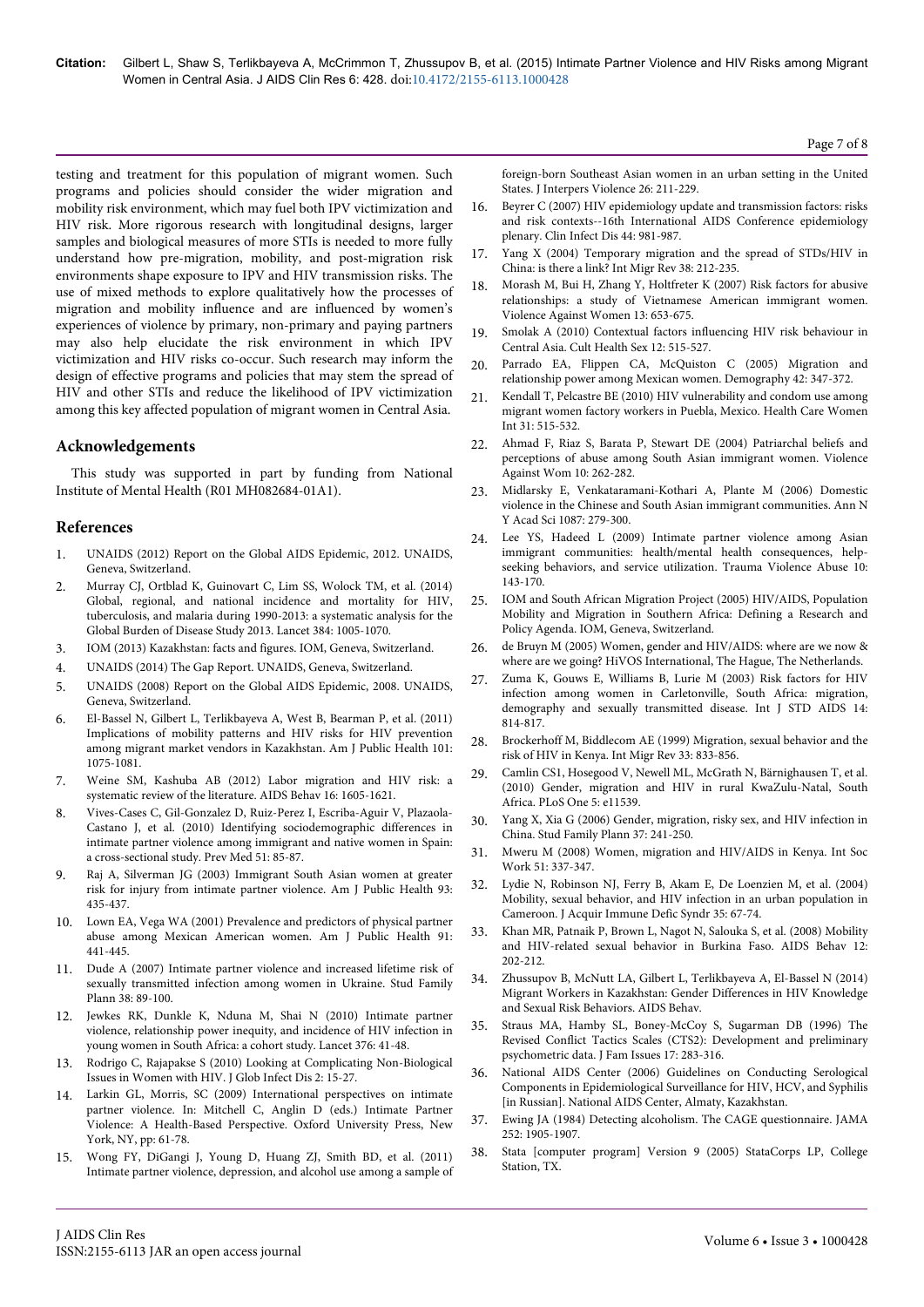testing and treatment for this population of migrant women. Such programs and policies should consider the wider migration and mobility risk environment, which may fuel both IPV victimization and HIV risk. More rigorous research with longitudinal designs, larger samples and biological measures of more STIs is needed to more fully understand how pre-migration, mobility, and post-migration risk environments shape exposure to IPV and HIV transmission risks. The use of mixed methods to explore qualitatively how the processes of migration and mobility influence and are influenced by women's experiences of violence by primary, non-primary and paying partners may also help elucidate the risk environment in which IPV victimization and HIV risks co-occur. Such research may inform the design of effective programs and policies that may stem the spread of HIV and other STIs and reduce the likelihood of IPV victimization among this key affected population of migrant women in Central Asia.

## Acknowledgements

This study was supported in part by funding from National Institute of Mental Health (R01 MH082684-01A1).

## References

1. UNAIDS (2012) Report on the Global AIDS Epidemic, 2012. UNAIDS, Geneva, Switzerland.
2. Murray CJ, Ortblad K, Guinovart C, Lim SS, Wolock TM, et al. (2014) Global, regional, and national incidence and mortality for HIV, tuberculosis, and malaria during 1990-2013: a systematic analysis for the Global Burden of Disease Study 2013. Lancet 384: 1005-1070.
3. IOM (2013) Kazakhstan: facts and figures. IOM, Geneva, Switzerland.
4. UNAIDS (2014) The Gap Report. UNAIDS, Geneva, Switzerland.
5. UNAIDS (2008) Report on the Global AIDS Epidemic, 2008. UNAIDS, Geneva, Switzerland.
6. El-Bassel N, Gilbert L, Terlikbayeva A, West B, Bearman P, et al. (2011) Implications of mobility patterns and HIV risks for HIV prevention among migrant market vendors in Kazakhstan. Am J Public Health 101: 1075-1081.
7. Weine SM, Kashuba AB (2012) Labor migration and HIV risk: a systematic review of the literature. AIDS Behav 16: 1605-1621.
8. Vives-Cases C, Gil-Gonzalez D, Ruiz-Perez I, Escriba-Aguir V, Plazaola-Castano J, et al. (2010) Identifying sociodemographic differences in intimate partner violence among immigrant and native women in Spain: a cross-sectional study. Prev Med 51: 85-87.
9. Raj A, Silverman JG (2003) Immigrant South Asian women at greater risk for injury from intimate partner violence. Am J Public Health 93: 435-437.
10. Lown EA, Vega WA (2001) Prevalence and predictors of physical partner abuse among Mexican American women. Am J Public Health 91: 441-445.
11. Dude A (2007) Intimate partner violence and increased lifetime risk of sexually transmitted infection among women in Ukraine. Stud Family Plann 38: 89-100.
12. Jewkes RK, Dunkle K, Nduna M, Shai N (2010) Intimate partner violence, relationship power inequity, and incidence of HIV infection in young women in South Africa: a cohort study. Lancet 376: 41-48.
13. Rodrigo C, Rajapakse S (2010) Looking at Complicating Non-Biological Issues in Women with HIV. J Glob Infect Dis 2: 15-27.
14. Larkin GL, Morris, SC (2009) International perspectives on intimate partner violence. In: Mitchell C, Anglin D (eds.) Intimate Partner Violence: A Health-Based Perspective. Oxford University Press, New York, NY, pp: 61-78.
15. Wong FY, DiGangi J, Young D, Huang ZJ, Smith BD, et al. (2011) Intimate partner violence, depression, and alcohol use among a sample of foreign-born Southeast Asian women in an urban setting in the United States. J Interpers Violence 26: 211-229.
16. Beyrer C (2007) HIV epidemiology update and transmission factors: risks and risk contexts--16th International AIDS Conference epidemiology plenary. Clin Infect Dis 44: 981-987.
17. Yang X (2004) Temporary migration and the spread of STDs/HIV in China: is there a link? Int Migr Rev 38: 212-235.
18. Morash M, Bui H, Zhang Y, Holtfreter K (2007) Risk factors for abusive relationships: a study of Vietnamese American immigrant women. Violence Against Women 13: 653-675.
19. Smolak A (2010) Contextual factors influencing HIV risk behaviour in Central Asia. Cult Health Sex 12: 515-527.
20. Parrado EA, Flippen CA, McQuiston C (2005) Migration and relationship power among Mexican women. Demography 42: 347-372.
21. Kendall T, Pelcastre BE (2010) HIV vulnerability and condom use among migrant women factory workers in Puebla, Mexico. Health Care Women Int 31: 515-532.
22. Ahmad F, Riaz S, Barata P, Stewart DE (2004) Patriarchal beliefs and perceptions of abuse among South Asian immigrant women. Violence Against Wom 10: 262-282.
23. Midlarsky E, Venkataramani-Kothari A, Plante M (2006) Domestic violence in the Chinese and South Asian immigrant communities. Ann N Y Acad Sci 1087: 279-300.
24. Lee YS, Hadeed L (2009) Intimate partner violence among Asian immigrant communities: health/mental health consequences, help-seeking behaviors, and service utilization. Trauma Violence Abuse 10: 143-170.
25. IOM and South African Migration Project (2005) HIV/AIDS, Population Mobility and Migration in Southern Africa: Defining a Research and Policy Agenda. IOM, Geneva, Switzerland.
26. de Bruyn M (2005) Women, gender and HIV/AIDS: where are we now & where are we going? HiVOS International, The Hague, The Netherlands.
27. Zuma K, Gouws E, Williams B, Lurie M (2003) Risk factors for HIV infection among women in Carletonville, South Africa: migration, demography and sexually transmitted disease. Int J STD AIDS 14: 814-817.
28. Brockerhoff M, Biddlecom AE (1999) Migration, sexual behavior and the risk of HIV in Kenya. Int Migr Rev 33: 833-856.
29. Camlin CS1, Hosegood V, Newell ML, McGrath N, Bärnighausen T, et al. (2010) Gender, migration and HIV in rural KwaZulu-Natal, South Africa. PLoS One 5: e11539.
30. Yang X, Xia G (2006) Gender, migration, risky sex, and HIV infection in China. Stud Family Plann 37: 241-250.
31. Mweru M (2008) Women, migration and HIV/AIDS in Kenya. Int Soc Work 51: 337-347.
32. Lydie N, Robinson NJ, Ferry B, Akam E, De Loenzien M, et al. (2004) Mobility, sexual behavior, and HIV infection in an urban population in Cameroon. J Acquir Immune Defic Syndr 35: 67-74.
33. Khan MR, Patnaik P, Brown L, Nagot N, Salouka S, et al. (2008) Mobility and HIV-related sexual behavior in Burkina Faso. AIDS Behav 12: 202-212.
34. Zhussupov B, McNutt LA, Gilbert L, Terlikbayeva A, El-Bassel N (2014) Migrant Workers in Kazakhstan: Gender Differences in HIV Knowledge and Sexual Risk Behaviors. AIDS Behav.
35. Straus MA, Hamby SL, Boney-McCoy S, Sugarman DB (1996) The Revised Conflict Tactics Scales (CTS2): Development and preliminary psychometric data. J Fam Issues 17: 283-316.
36. National AIDS Center (2006) Guidelines on Conducting Serological Components in Epidemiological Surveillance for HIV, HCV, and Syphilis [in Russian]. National AIDS Center, Almaty, Kazakhstan.
37. Ewing JA (1984) Detecting alcoholism. The CAGE questionnaire. JAMA 252: 1905-1907.
38. Stata [computer program] Version 9 (2005) StataCorps LP, College Station, TX.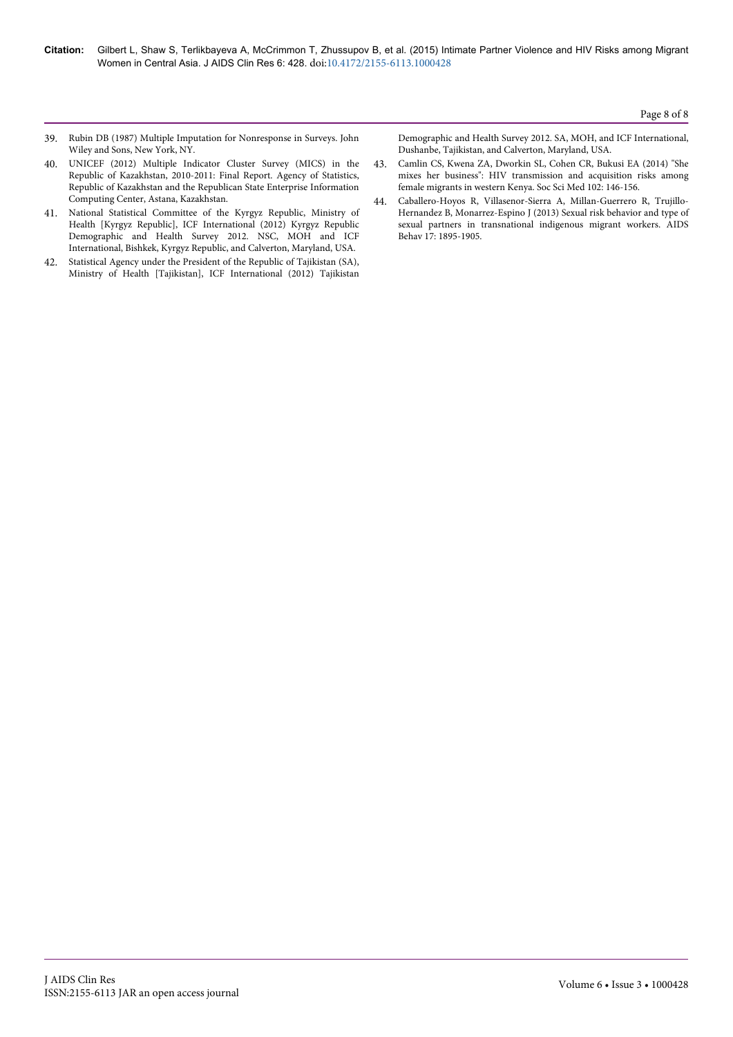39. Rubin DB (1987) Multiple Imputation for Nonresponse in Surveys. John Wiley and Sons, New York, NY.
40. UNICEF (2012) Multiple Indicator Cluster Survey (MICS) in the Republic of Kazakhstan, 2010-2011: Final Report. Agency of Statistics, Republic of Kazakhstan and the Republican State Enterprise Information Computing Center, Astana, Kazakhstan.
41. National Statistical Committee of the Kyrgyz Republic, Ministry of Health [Kyrgyz Republic], ICF International (2012) Kyrgyz Republic Demographic and Health Survey 2012. NSC, MOH and ICF International, Bishkek, Kyrgyz Republic, and Calverton, Maryland, USA.
42. Statistical Agency under the President of the Republic of Tajikistan (SA), Ministry of Health [Tajikistan], ICF International (2012) Tajikistan Demographic and Health Survey 2012. SA, MOH, and ICF International, Dushanbe, Tajikistan, and Calverton, Maryland, USA.
43. Camlin CS, Kwena ZA, Dworkin SL, Cohen CR, Bukusi EA (2014) "She mixes her business": HIV transmission and acquisition risks among female migrants in western Kenya. Soc Sci Med 102: 146-156.
44. Caballero-Hoyos R, Villasenor-Sierra A, Millan-Guerrero R, Trujillo-Hernandez B, Monarrez-Espino J (2013) Sexual risk behavior and type of sexual partners in transnational indigenous migrant workers. AIDS Behav 17: 1895-1905.